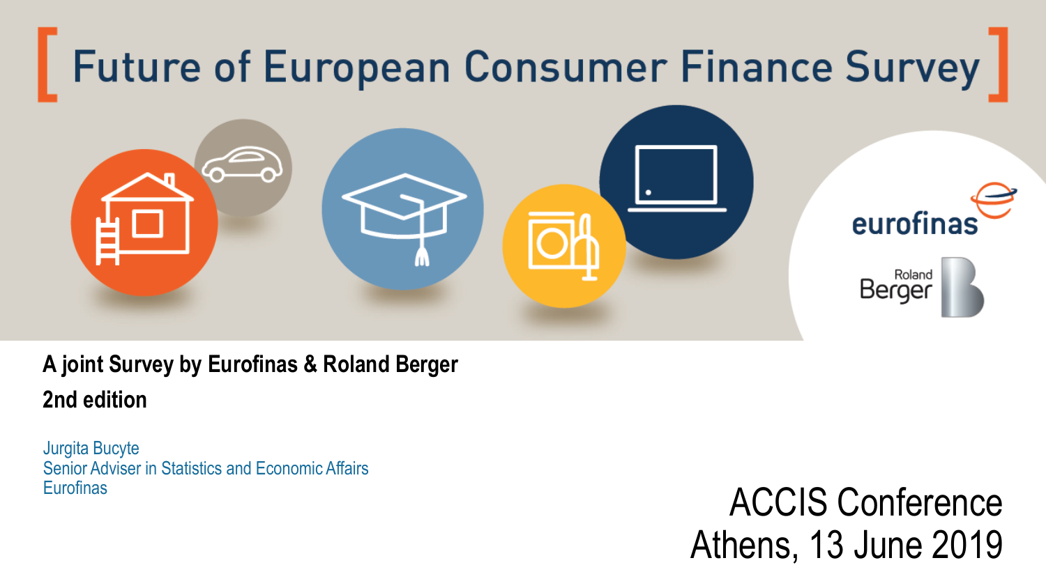# [ Future of European Consumer Finance Survey ]

eurofinas

Roland Berger

**A joint Survey by Eurofinas & Roland Berger**

**2nd edition**

Jurgita Bucyte
Senior Adviser in Statistics and Economic Affairs
Eurofinas

ACCIS Conference
Athens, 13 June 2019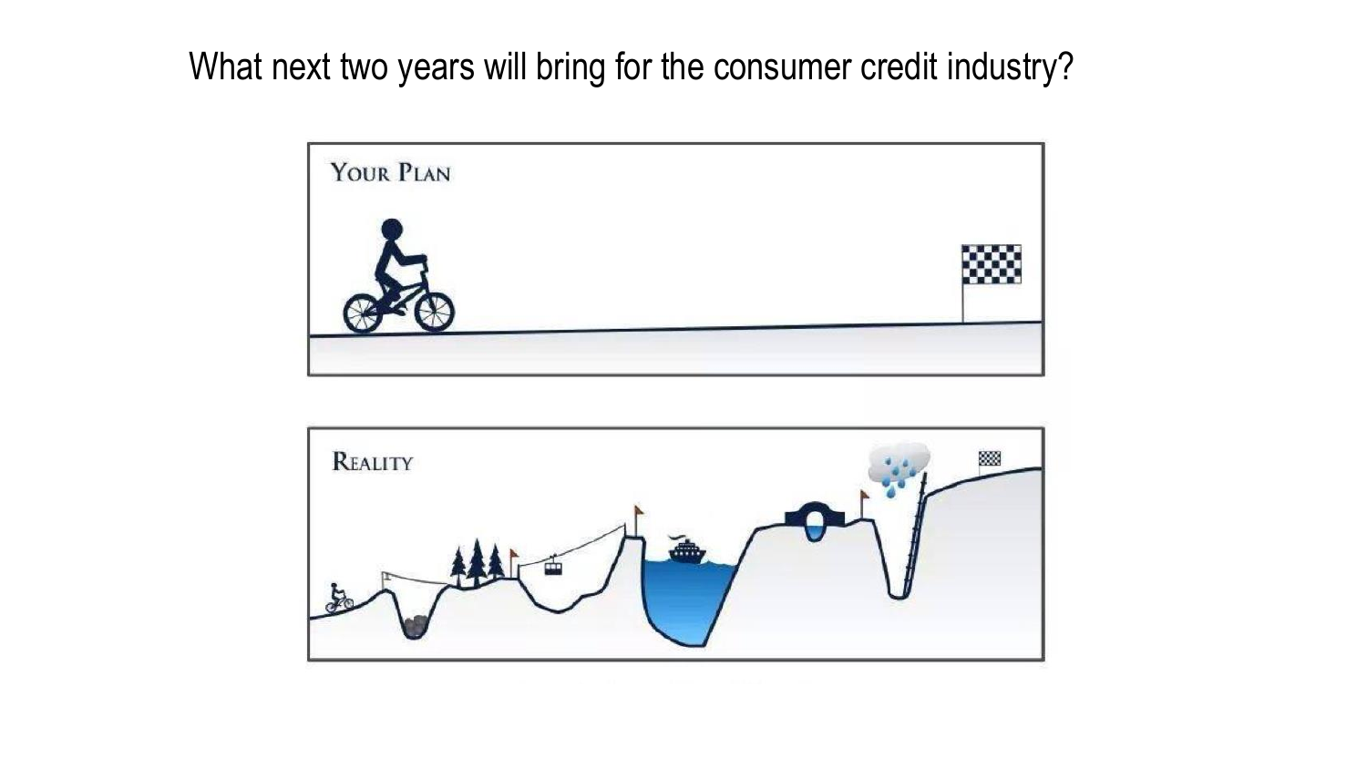What next two years will bring for the consumer credit industry?

Your Plan

Reality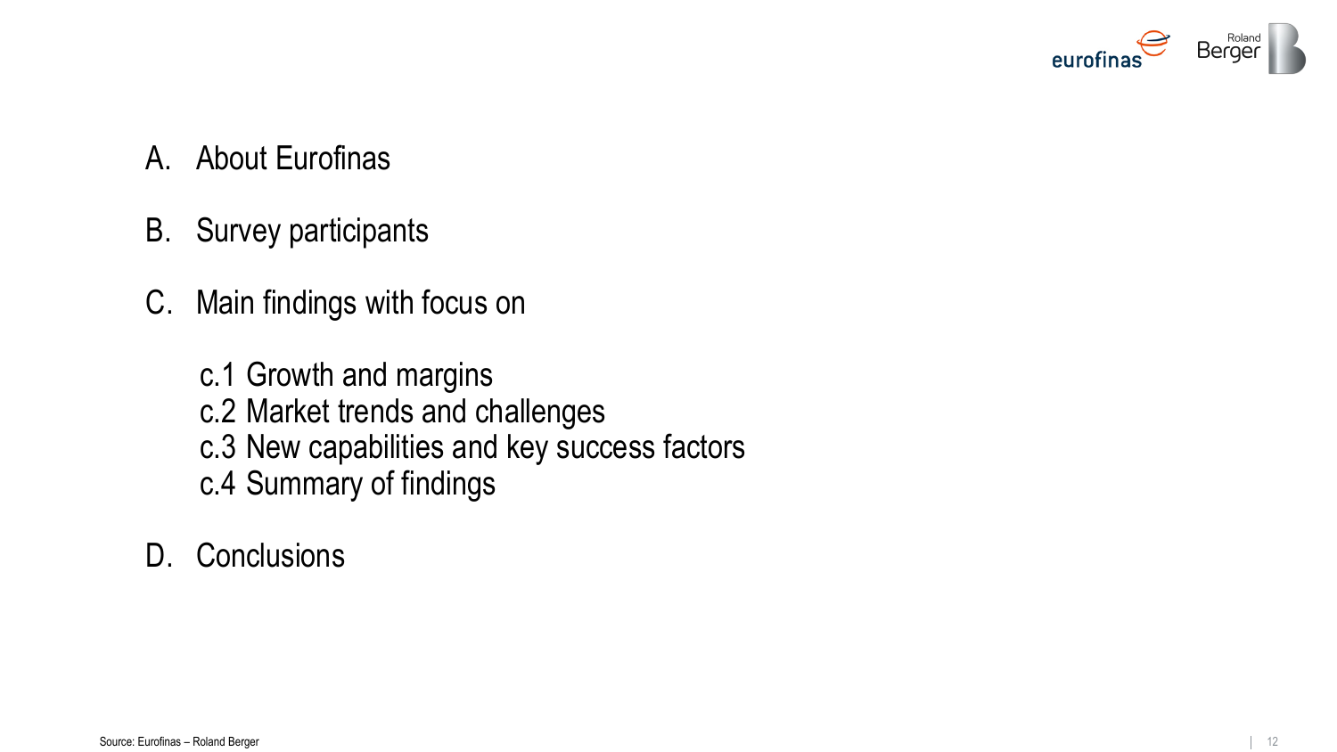A. About Eurofinas

B. Survey participants

C. Main findings with focus on

   c.1 Growth and margins
   c.2 Market trends and challenges
   c.3 New capabilities and key success factors
   c.4 Summary of findings

D. Conclusions

Source: Eurofinas – Roland Berger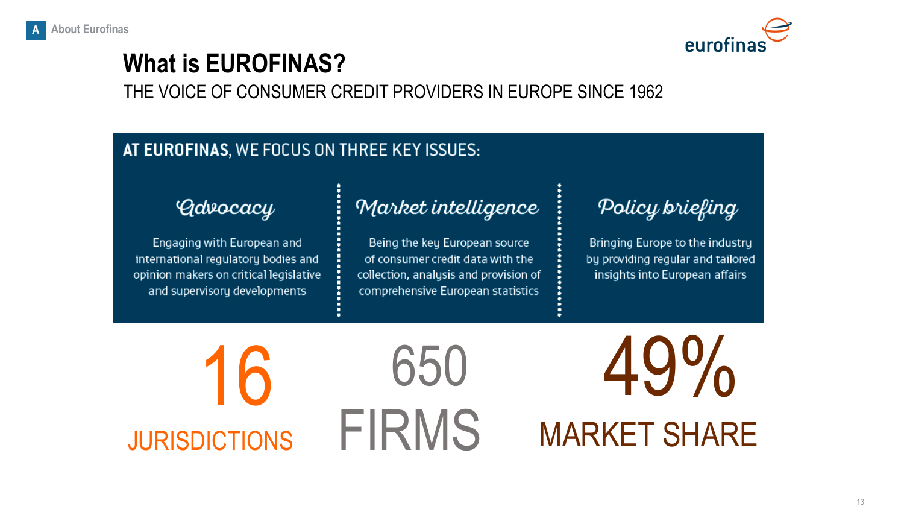# What is EUROFINAS?

THE VOICE OF CONSUMER CREDIT PROVIDERS IN EUROPE SINCE 1962

## AT EUROFINAS, WE FOCUS ON THREE KEY ISSUES:

### Advocacy

Engaging with European and international regulatory bodies and opinion makers on critical legislative and supervisory developments

### Market intelligence

Being the key European source of consumer credit data with the collection, analysis and provision of comprehensive European statistics

### Policy briefing

Bringing Europe to the industry by providing regular and tailored insights into European affairs

**16** JURISDICTIONS

**650** FIRMS

**49%** MARKET SHARE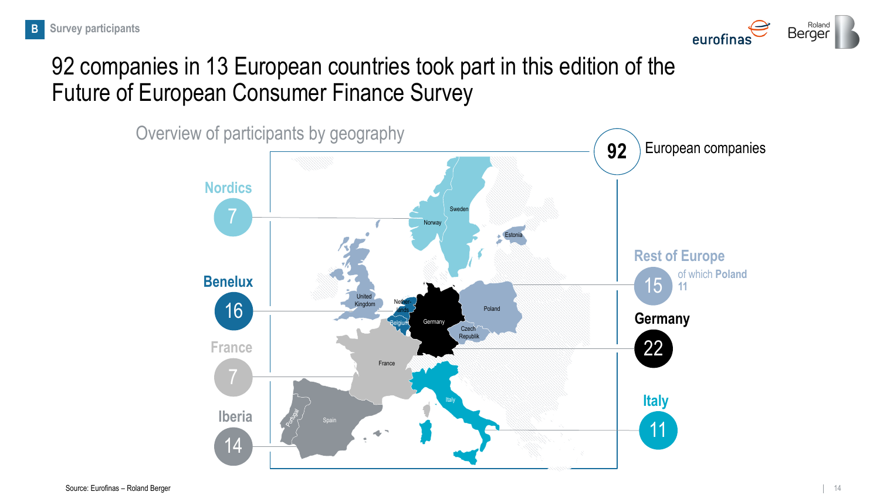B Survey participants

# 92 companies in 13 European countries took part in this edition of the Future of European Consumer Finance Survey

Overview of participants by geography

**92** European companies

**Nordics**
7

**Benelux**
16

**France**
7

**Iberia**
14

**Rest of Europe**
15
of which **Poland**
11

**Germany**
22

**Italy**
11

Norway, Sweden, Estonia, United Kingdom, Nether-lands, Belgium, Germany, Poland, Czech Republik, France, Italy, Spain, Portugal

Source: Eurofinas – Roland Berger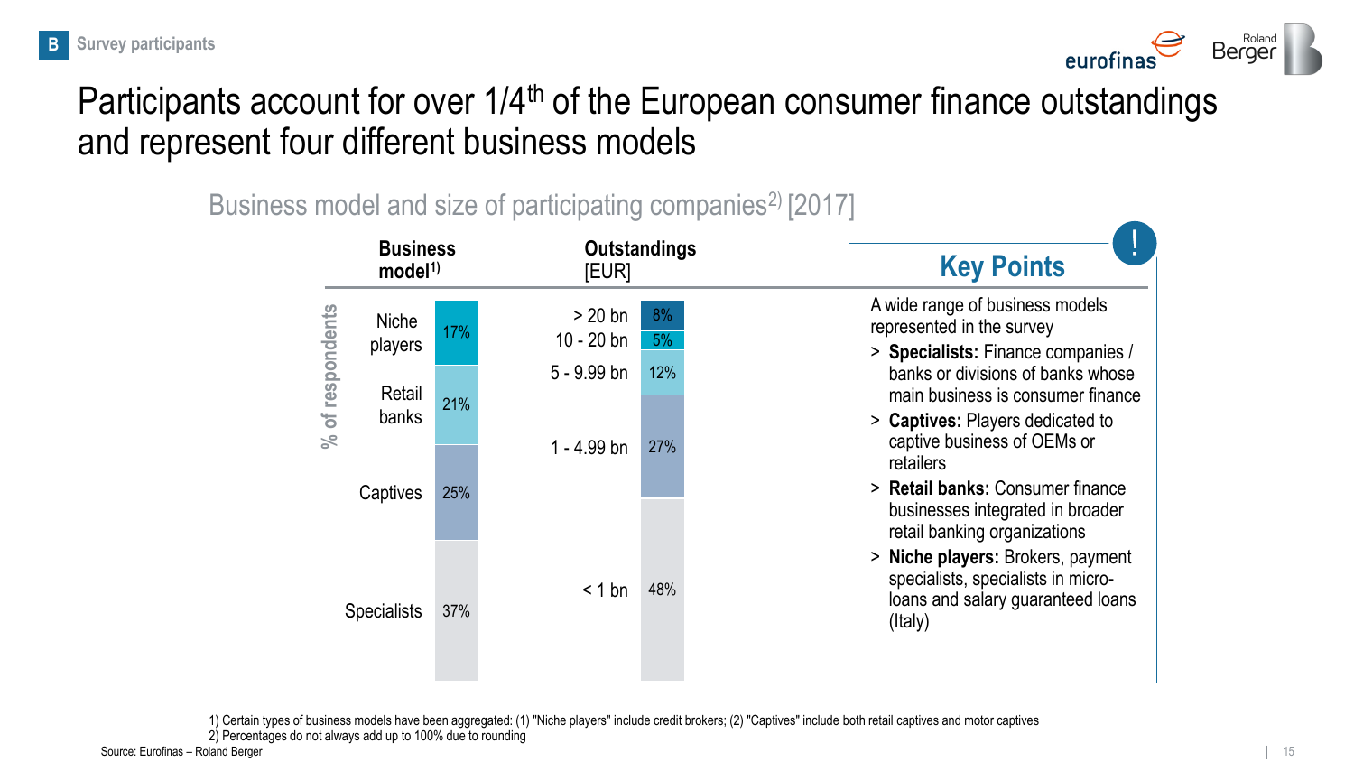# Participants account for over 1/4th of the European consumer finance outstandings and represent four different business models

Business model and size of participating companies[2] [2017]

**Business model**[1] (% of respondents)

| Business model | % of respondents |
|---|---|
| Niche players | 17% |
| Retail banks | 21% |
| Captives | 25% |
| Specialists | 37% |

**Outstandings** [EUR]

| Outstandings | % of respondents |
|---|---|
| > 20 bn | 8% |
| 10 - 20 bn | 5% |
| 5 - 9.99 bn | 12% |
| 1 - 4.99 bn | 27% |
| < 1 bn | 48% |

## Key Points

A wide range of business models represented in the survey

- **Specialists:** Finance companies / banks or divisions of banks whose main business is consumer finance
- **Captives:** Players dedicated to captive business of OEMs or retailers
- **Retail banks:** Consumer finance businesses integrated in broader retail banking organizations
- **Niche players:** Brokers, payment specialists, specialists in micro-loans and salary guaranteed loans (Italy)

1) Certain types of business models have been aggregated: (1) "Niche players" include credit brokers; (2) "Captives" include both retail captives and motor captives
2) Percentages do not always add up to 100% due to rounding

Source: Eurofinas – Roland Berger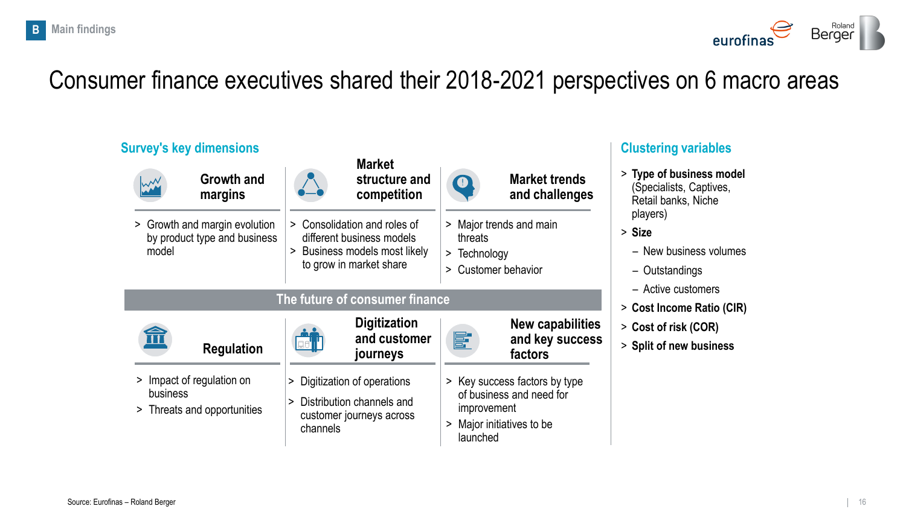B Main findings

# Consumer finance executives shared their 2018-2021 perspectives on 6 macro areas

## Survey's key dimensions

### Growth and margins

> Growth and margin evolution by product type and business model

### Market structure and competition

> Consolidation and roles of different business models
> Business models most likely to grow in market share

### Market trends and challenges

> Major trends and main threats
> Technology
> Customer behavior

**The future of consumer finance**

### Regulation

> Impact of regulation on business
> Threats and opportunities

### Digitization and customer journeys

> Digitization of operations
> Distribution channels and customer journeys across channels

### New capabilities and key success factors

> Key success factors by type of business and need for improvement
> Major initiatives to be launched

## Clustering variables

> **Type of business model** (Specialists, Captives, Retail banks, Niche players)
> **Size**
– New business volumes
– Outstandings
– Active customers
> **Cost Income Ratio (CIR)**
> **Cost of risk (COR)**
> **Split of new business**

Source: Eurofinas – Roland Berger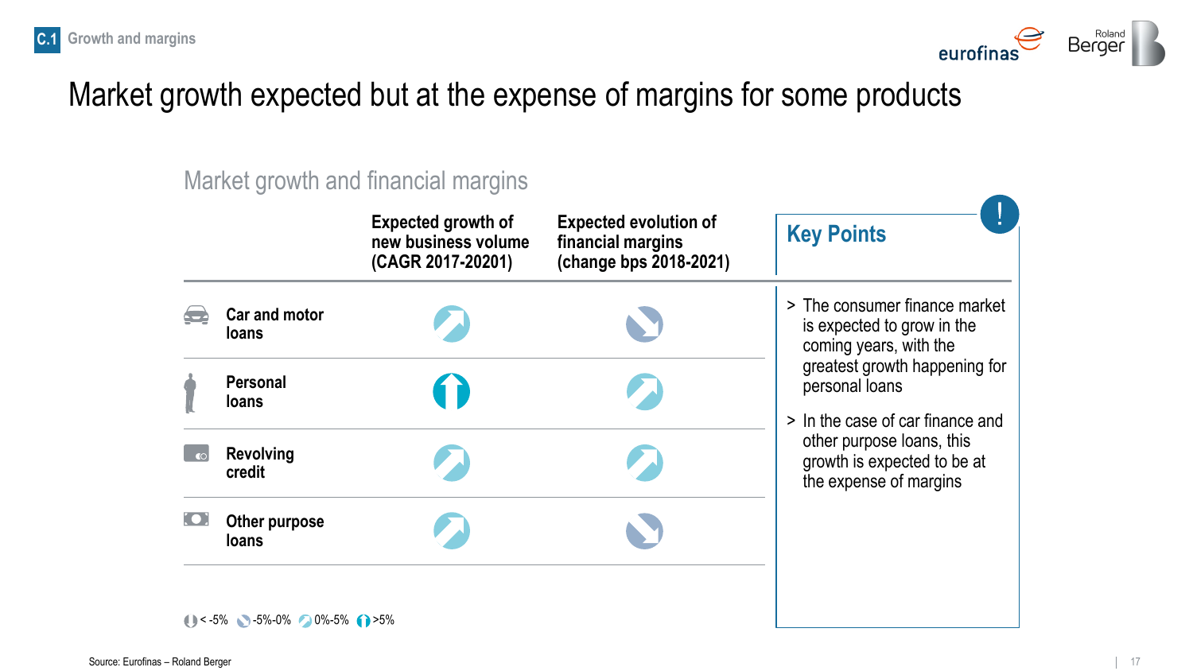# Market growth expected but at the expense of margins for some products

## Market growth and financial margins

| | Expected growth of new business volume (CAGR 2017-20201) | Expected evolution of financial margins (change bps 2018-2021) |
|---|---|---|
| Car and motor loans | ↗ (0%-5%) | ↘ (-5%-0%) |
| Personal loans | ↑ (>5%) | ↗ (0%-5%) |
| Revolving credit | ↗ (0%-5%) | ↗ (0%-5%) |
| Other purpose loans | ↗ (0%-5%) | ↘ (-5%-0%) |

< -5% | -5%-0% | 0%-5% | >5%

### Key Points

> The consumer finance market is expected to grow in the coming years, with the greatest growth happening for personal loans

> In the case of car finance and other purpose loans, this growth is expected to be at the expense of margins

Source: Eurofinas – Roland Berger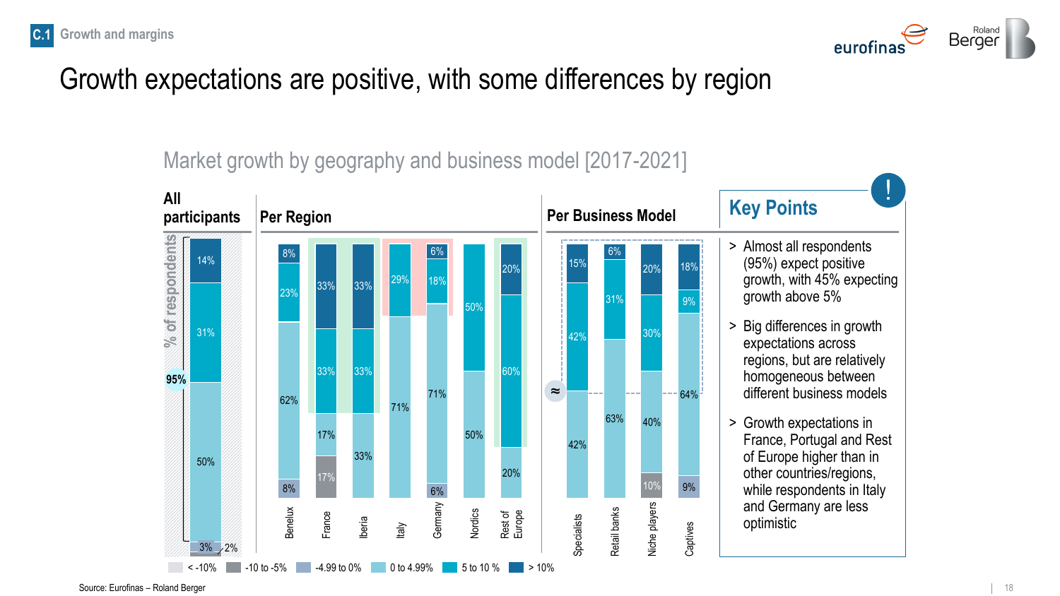# Growth expectations are positive, with some differences by region

## Market growth by geography and business model [2017-2021]

% of respondents

| | < -10% | -10 to -5% | -4.99 to 0% | 0 to 4.99% | 5 to 10 % | > 10% |
|---|---|---|---|---|---|---|
| **All participants** | | 2% | 3% | 50% | 31% | 14% |
| **Per Region** | | | | | | |
| Benelux | | 8% | | 62% | 23% | 8% |
| France | | 17% | | 17% | 33% | 33% |
| Iberia | | | | 33% | 33% | 33% |
| Italy | | | | 71% | 29% | |
| Germany | | | 6% | 71% | 18% | 6% |
| Nordics | | | | 50% | 50% | |
| Rest of Europe | | | | 20% | 60% | 20% |
| **Per Business Model** | | | | | | |
| Specialists | | | | 42% | 42% | 15% |
| Retail banks | | | | 63% | 31% | 6% |
| Niche players | | 10% | | 40% | 30% | 20% |
| Captives | | | 9% | 64% | 9% | 18% |

95% (All participants expecting positive growth)

### Key Points

- Almost all respondents (95%) expect positive growth, with 45% expecting growth above 5%
- Big differences in growth expectations across regions, but are relatively homogeneous between different business models
- Growth expectations in France, Portugal and Rest of Europe higher than in other countries/regions, while respondents in Italy and Germany are less optimistic

Source: Eurofinas – Roland Berger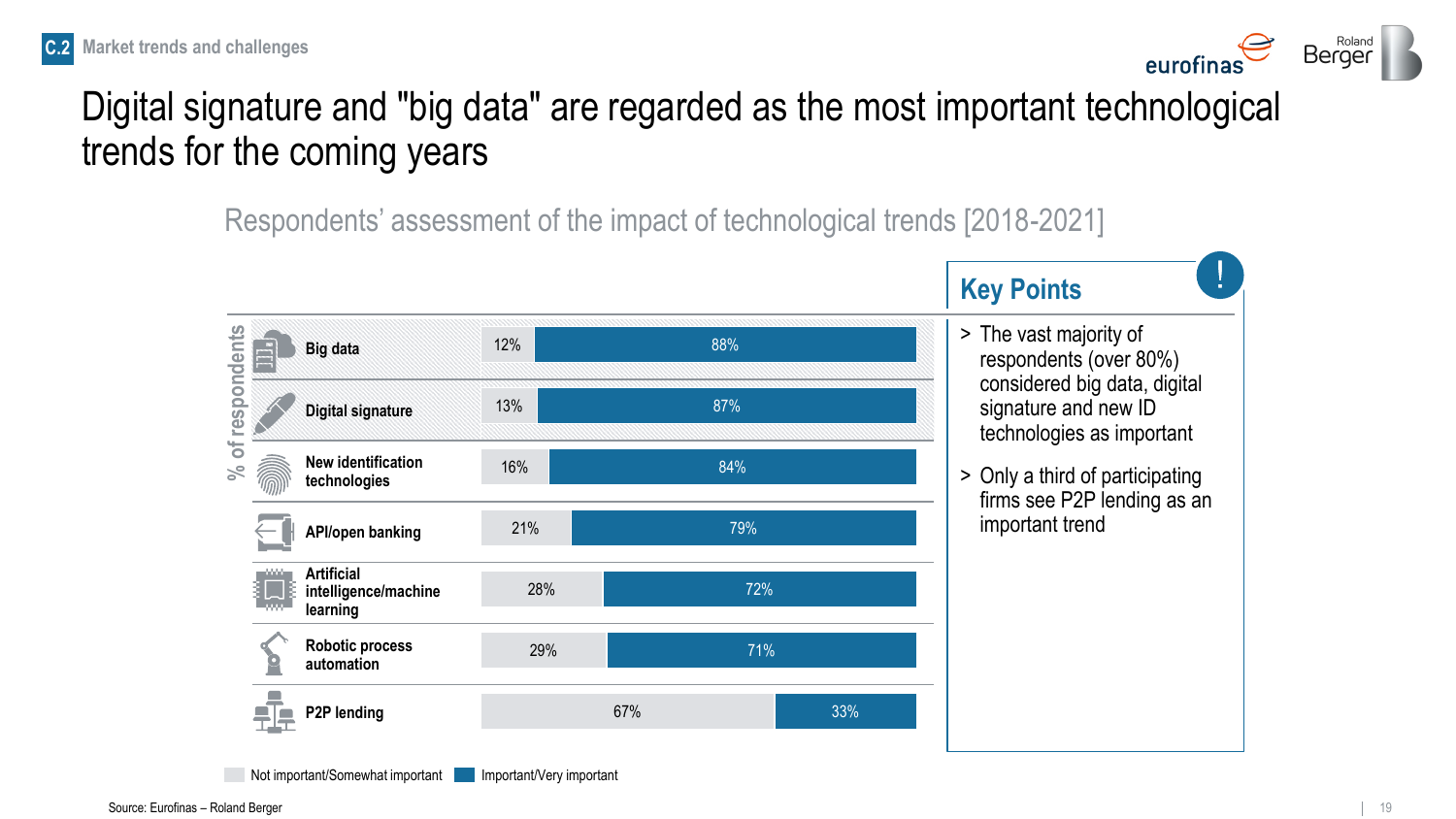C.2 Market trends and challenges

# Digital signature and "big data" are regarded as the most important technological trends for the coming years

## Respondents' assessment of the impact of technological trends [2018-2021]

% of respondents

| Technology | Not important/Somewhat important | Important/Very important |
|---|---|---|
| Big data | 12% | 88% |
| Digital signature | 13% | 87% |
| New identification technologies | 16% | 84% |
| API/open banking | 21% | 79% |
| Artificial intelligence/machine learning | 28% | 72% |
| Robotic process automation | 29% | 71% |
| P2P lending | 67% | 33% |

### Key Points

> The vast majority of respondents (over 80%) considered big data, digital signature and new ID technologies as important

> Only a third of participating firms see P2P lending as an important trend

Source: Eurofinas – Roland Berger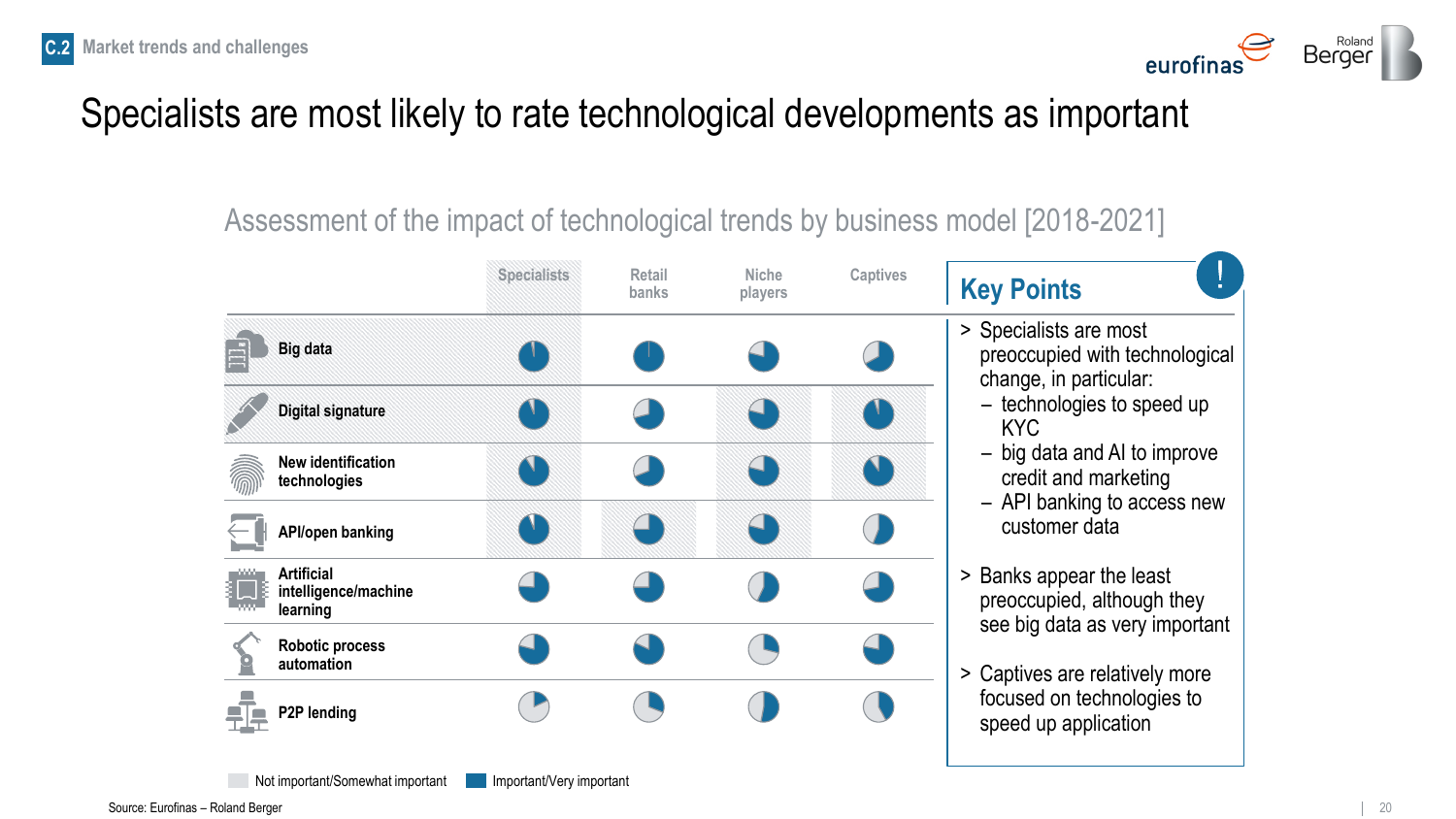# Specialists are most likely to rate technological developments as important

## Assessment of the impact of technological trends by business model [2018-2021]

| | Specialists | Retail banks | Niche players | Captives |
|---|---|---|---|---|
| Big data | | | | |
| Digital signature | | | | |
| New identification technologies | | | | |
| API/open banking | | | | |
| Artificial intelligence/machine learning | | | | |
| Robotic process automation | | | | |
| P2P lending | | | | |

Not important/Somewhat important | Important/Very important

Source: Eurofinas – Roland Berger

### Key Points

> Specialists are most preoccupied with technological change, in particular:
  - technologies to speed up KYC
  - big data and AI to improve credit and marketing
  - API banking to access new customer data

> Banks appear the least preoccupied, although they see big data as very important

> Captives are relatively more focused on technologies to speed up application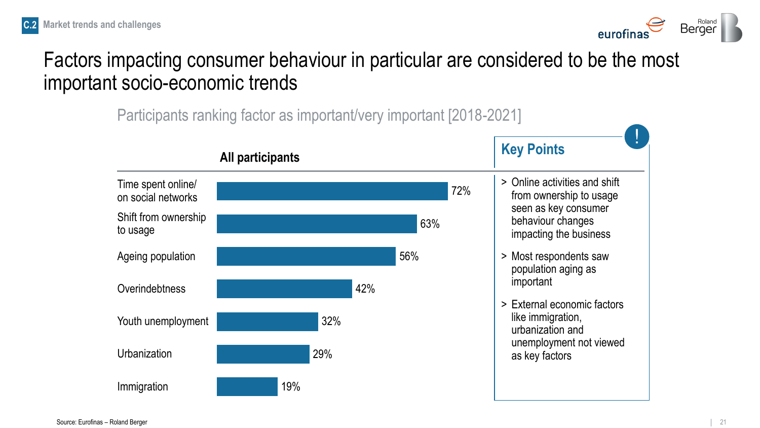C.2 Market trends and challenges

# Factors impacting consumer behaviour in particular are considered to be the most important socio-economic trends

Participants ranking factor as important/very important [2018-2021]

**All participants**

| Factor | Share |
|---|---|
| Time spent online/ on social networks | 72% |
| Shift from ownership to usage | 63% |
| Ageing population | 56% |
| Overindebtness | 42% |
| Youth unemployment | 32% |
| Urbanization | 29% |
| Immigration | 19% |

## Key Points

> Online activities and shift from ownership to usage seen as key consumer behaviour changes impacting the business

> Most respondents saw population aging as important

> External economic factors like immigration, urbanization and unemployment not viewed as key factors

Source: Eurofinas – Roland Berger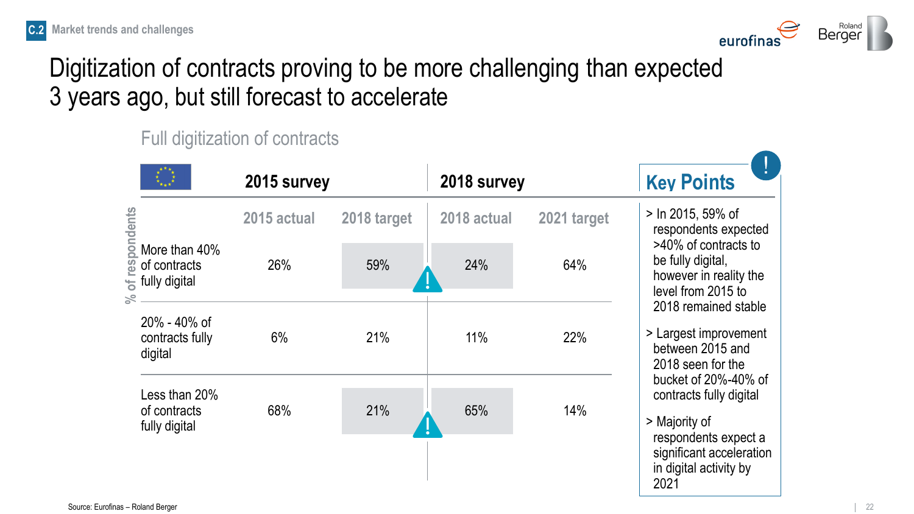C.2 Market trends and challenges

# Digitization of contracts proving to be more challenging than expected 3 years ago, but still forecast to accelerate

## Full digitization of contracts

| % of respondents | 2015 survey | | 2018 survey | |
|---|---|---|---|---|
| | 2015 actual | 2018 target | 2018 actual | 2021 target |
| More than 40% of contracts fully digital | 26% | 59% | 24% | 64% |
| 20% - 40% of contracts fully digital | 6% | 21% | 11% | 22% |
| Less than 20% of contracts fully digital | 68% | 21% | 65% | 14% |

### Key Points

- In 2015, 59% of respondents expected >40% of contracts to be fully digital, however in reality the level from 2015 to 2018 remained stable
- Largest improvement between 2015 and 2018 seen for the bucket of 20%-40% of contracts fully digital
- Majority of respondents expect a significant acceleration in digital activity by 2021

Source: Eurofinas – Roland Berger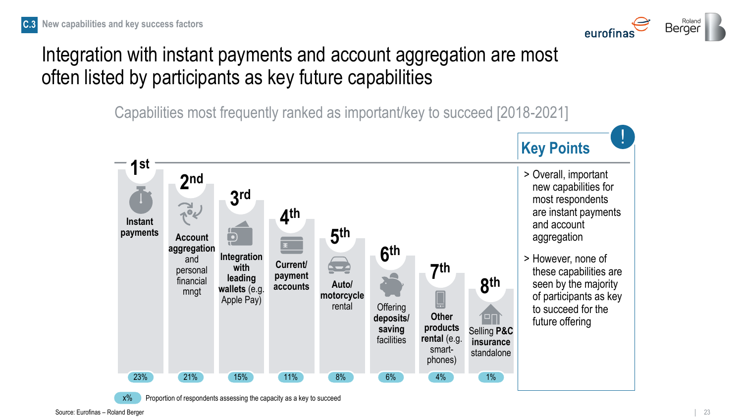C.3 New capabilities and key success factors

# Integration with instant payments and account aggregation are most often listed by participants as key future capabilities

## Capabilities most frequently ranked as important/key to succeed [2018-2021]

| Rank | Capability | Proportion of respondents assessing the capacity as a key to succeed |
|---|---|---|
| 1st | **Instant payments** | 23% |
| 2nd | **Account aggregation** and personal financial mngt | 21% |
| 3rd | **Integration with leading wallets** (e.g. Apple Pay) | 15% |
| 4th | **Current/ payment accounts** | 11% |
| 5th | **Auto/ motorcycle** rental | 8% |
| 6th | Offering **deposits/ saving** facilities | 6% |
| 7th | **Other products rental** (e.g. smart-phones) | 4% |
| 8th | Selling **P&C insurance** standalone | 1% |

x% Proportion of respondents assessing the capacity as a key to succeed

### Key Points

- Overall, important new capabilities for most respondents are instant payments and account aggregation
- However, none of these capabilities are seen by the majority of participants as key to succeed for the future offering

Source: Eurofinas – Roland Berger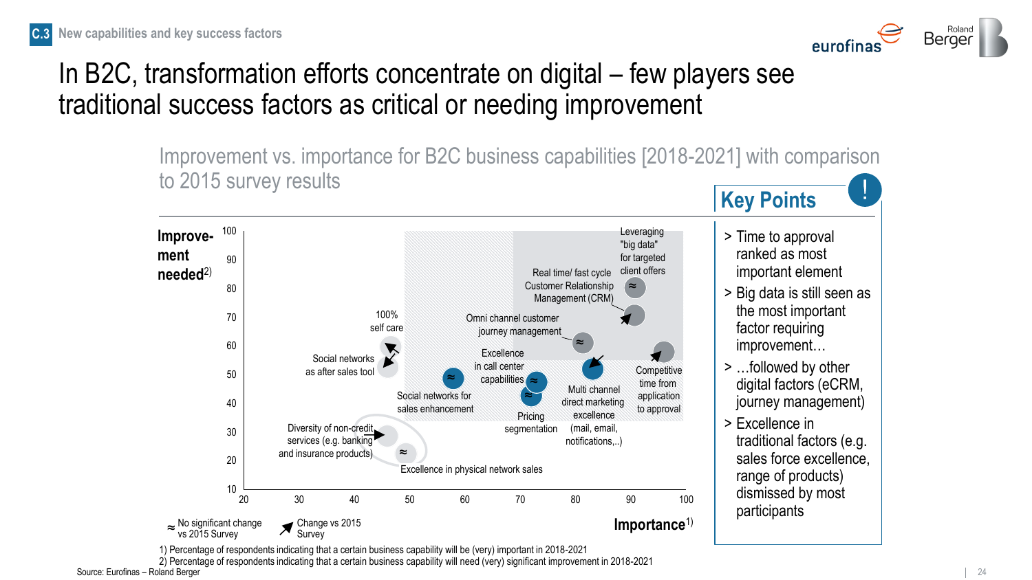C.3 New capabilities and key success factors

# In B2C, transformation efforts concentrate on digital – few players see traditional success factors as critical or needing improvement

## Improvement vs. importance for B2C business capabilities [2018-2021] with comparison to 2015 survey results

**Improvement needed**[2)]

100, 90, 80, 70, 60, 50, 40, 30, 20, 10

Leveraging "big data" for targeted client offers

Real time/ fast cycle Customer Relationship Management (CRM)

Omni channel customer journey management

100% self care

Social networks as after sales tool

Excellence in call center capabilities

Competitive time from application to approval

Multi channel direct marketing excellence (mail, email, notifications,..)

Social networks for sales enhancement

Pricing segmentation

Diversity of non-credit services (e.g. banking and insurance products)

Excellence in physical network sales

20, 30, 40, 50, 60, 70, 80, 90, 100

**Importance**[1)]

≈ No significant change vs 2015 Survey

↗ Change vs 2015 Survey

1) Percentage of respondents indicating that a certain business capability will be (very) important in 2018-2021

2) Percentage of respondents indicating that a certain business capability will need (very) significant improvement in 2018-2021

Source: Eurofinas – Roland Berger

## Key Points

> Time to approval ranked as most important element

> Big data is still seen as the most important factor requiring improvement…

> …followed by other digital factors (eCRM, journey management)

> Excellence in traditional factors (e.g. sales force excellence, range of products) dismissed by most participants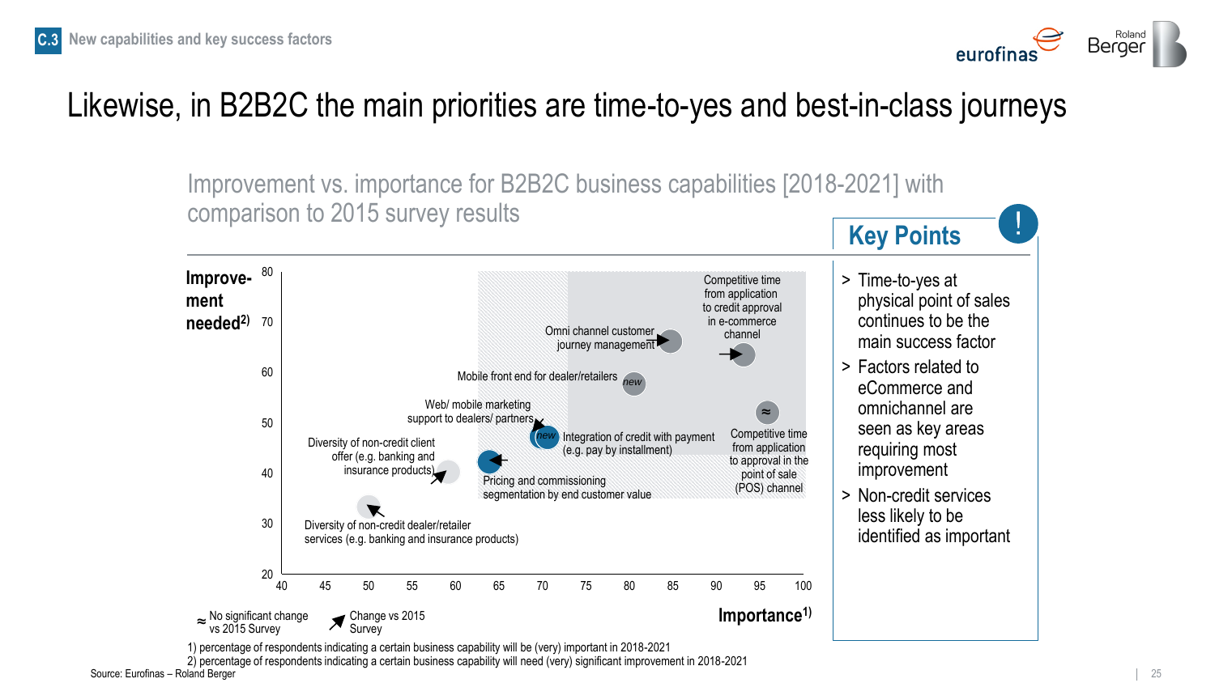C.3 New capabilities and key success factors

# Likewise, in B2B2C the main priorities are time-to-yes and best-in-class journeys

## Improvement vs. importance for B2B2C business capabilities [2018-2021] with comparison to 2015 survey results

Improvement needed[2)] (y-axis: 20–80) vs. Importance[1)] (x-axis: 40–100)

- Competitive time from application to credit approval in e-commerce channel
- Omni channel customer journey management
- Mobile front end for dealer/retailers (new)
- Web/ mobile marketing support to dealers/ partners
- Integration of credit with payment (e.g. pay by installment) (new)
- Competitive time from application to approval in the point of sale (POS) channel (≈)
- Diversity of non-credit client offer (e.g. banking and insurance products)
- Pricing and commissioning segmentation by end customer value
- Diversity of non-credit dealer/retailer services (e.g. banking and insurance products)

≈ No significant change vs 2015 Survey

↗ Change vs 2015 Survey

1) percentage of respondents indicating a certain business capability will be (very) important in 2018-2021

2) percentage of respondents indicating a certain business capability will need (very) significant improvement in 2018-2021

Source: Eurofinas – Roland Berger

## Key Points

> Time-to-yes at physical point of sales continues to be the main success factor

> Factors related to eCommerce and omnichannel are seen as key areas requiring most improvement

> Non-credit services less likely to be identified as important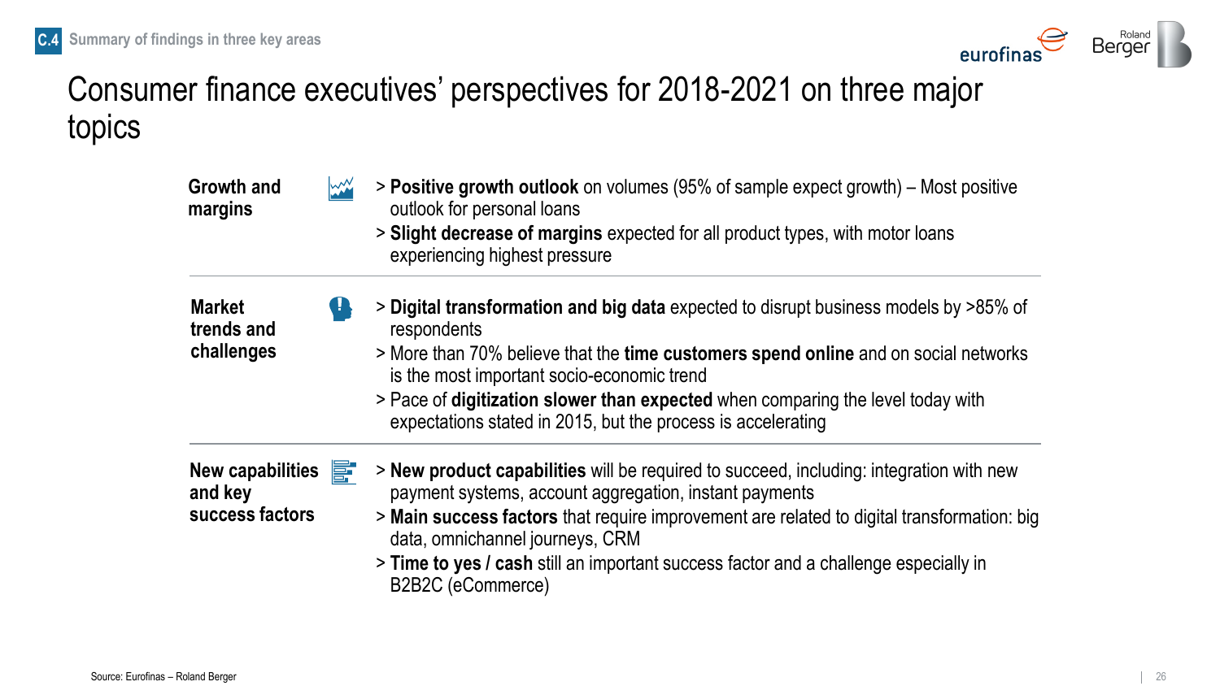C.4 Summary of findings in three key areas

# Consumer finance executives' perspectives for 2018-2021 on three major topics

## Growth and margins

- **Positive growth outlook** on volumes (95% of sample expect growth) – Most positive outlook for personal loans
- **Slight decrease of margins** expected for all product types, with motor loans experiencing highest pressure

## Market trends and challenges

- **Digital transformation and big data** expected to disrupt business models by >85% of respondents
- More than 70% believe that the **time customers spend online** and on social networks is the most important socio-economic trend
- Pace of **digitization slower than expected** when comparing the level today with expectations stated in 2015, but the process is accelerating

## New capabilities and key success factors

- **New product capabilities** will be required to succeed, including: integration with new payment systems, account aggregation, instant payments
- **Main success factors** that require improvement are related to digital transformation: big data, omnichannel journeys, CRM
- **Time to yes / cash** still an important success factor and a challenge especially in B2B2C (eCommerce)

Source: Eurofinas – Roland Berger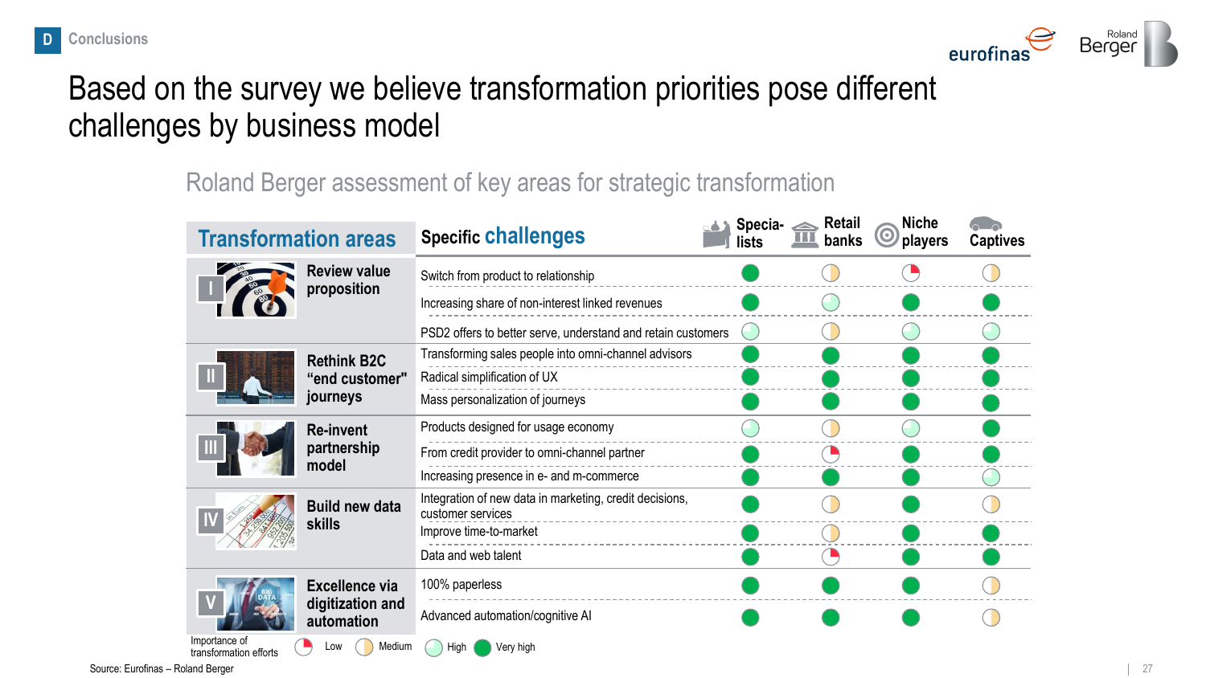D Conclusions

# Based on the survey we believe transformation priorities pose different challenges by business model

## Roland Berger assessment of key areas for strategic transformation

| Transformation areas | Specific challenges | Specialists | Retail banks | Niche players | Captives |
|---|---|---|---|---|---|
| I Review value proposition | Switch from product to relationship | Very high | Medium | Low | Medium |
| | Increasing share of non-interest linked revenues | Very high | High | Very high | Very high |
| | PSD2 offers to better serve, understand and retain customers | High | Medium | High | High |
| II Rethink B2C "end customer" journeys | Transforming sales people into omni-channel advisors | Very high | Very high | Very high | Very high |
| | Radical simplification of UX | Very high | Very high | Very high | Very high |
| | Mass personalization of journeys | Very high | Very high | Very high | Very high |
| III Re-invent partnership model | Products designed for usage economy | High | Medium | High | Very high |
| | From credit provider to omni-channel partner | Very high | Low | Very high | Very high |
| | Increasing presence in e- and m-commerce | Very high | Very high | Very high | High |
| IV Build new data skills | Integration of new data in marketing, credit decisions, customer services | Very high | Medium | Very high | Medium |
| | Improve time-to-market | Very high | Medium | Very high | Very high |
| | Data and web talent | Very high | Low | Very high | Very high |
| V Excellence via digitization and automation | 100% paperless | Very high | Very high | Very high | Medium |
| | Advanced automation/cognitive AI | Very high | Very high | Very high | Medium |

Importance of transformation efforts: Low, Medium, High, Very high

Source: Eurofinas – Roland Berger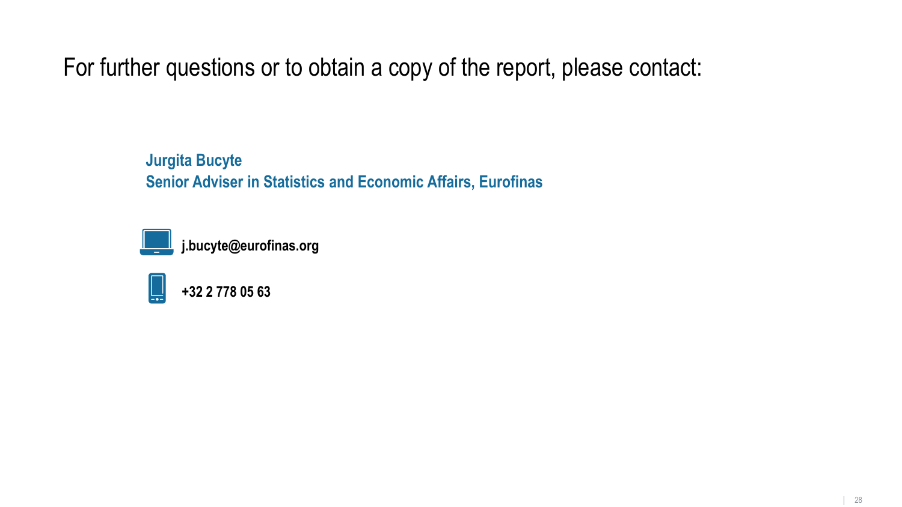For further questions or to obtain a copy of the report, please contact:

**Jurgita Bucyte**
**Senior Adviser in Statistics and Economic Affairs, Eurofinas**

**j.bucyte@eurofinas.org**

**+32 2 778 05 63**